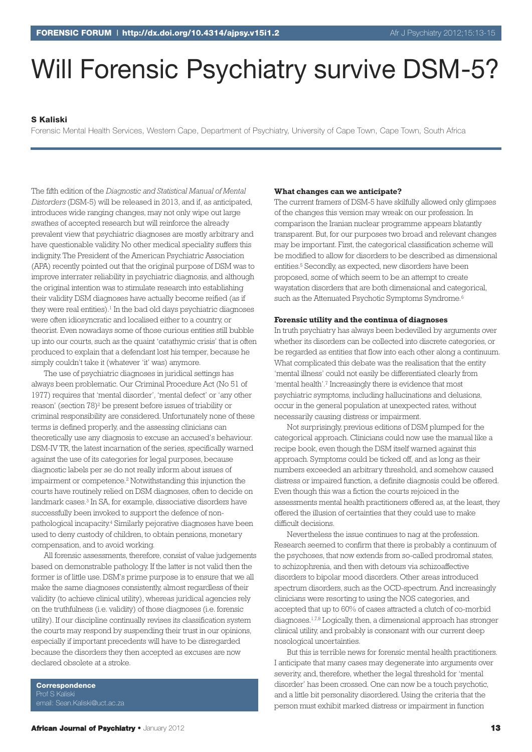# Will Forensic Psychiatry survive DSM-5?

**S Kaliski**

Forensic Mental Health Services, Western Cape, Department of Psychiatry, University of Cape Town, Cape Town, South Africa

The fifth edition of the *Diagnostic and Statistical Manual of Mental Distorders* (DSM-5) will be released in 2013, and if, as anticipated, introduces wide ranging changes, may not only wipe out large swathes of accepted research but will reinforce the already prevalent view that psychiatric diagnoses are mostly arbitrary and have questionable validity. No other medical speciality suffers this indignity. The President of the American Psychiatric Association (APA) recently pointed out that the original purpose of DSM was to improve interrater reliability in psychiatric diagnosis, and although the original intention was to stimulate research into establishing their validity DSM diagnoses have actually become reified (as if they were real entities).[1] In the bad old days psychiatric diagnoses were often idiosyncratic and localised either to a country, or theorist. Even nowadays some of those curious entities still bubble up into our courts, such as the quaint 'catathymic crisis' that is often produced to explain that a defendant lost his temper, because he simply couldn't take it (whatever 'it' was) anymore.

The use of psychiatric diagnoses in juridical settings has always been problematic. Our Criminal Procedure Act (No 51 of 1977) requires that 'mental disorder', 'mental defect' or 'any other reason' (section 78)[2] be present before issues of triability or criminal responsibility are considered. Unfortunately none of these terms is defined properly, and the assessing clinicians can theoretically use any diagnosis to excuse an accused's behaviour. DSM-IV TR, the latest incarnation of the series, specifically warned against the use of its categories for legal purposes, because diagnostic labels per se do not really inform about issues of impairment or competence.[2] Notwithstanding this injunction the courts have routinely relied on DSM diagnoses, often to decide on landmark cases.[3] In SA, for example, dissociative disorders have successfully been invoked to support the defence of non-pathological incapacity.[4] Similarly pejorative diagnoses have been used to deny custody of children, to obtain pensions, monetary compensation, and to avoid working.

All forensic assessments, therefore, consist of value judgements based on demonstrable pathology. If the latter is not valid then the former is of little use. DSM's prime purpose is to ensure that we all make the same diagnoses consistently, almost regardless of their validity (to achieve clinical utility), whereas juridical agencies rely on the truthfulness (i.e. validity) of those diagnoses (i.e. forensic utility). If our discipline continually revises its classification system the courts may respond by suspending their trust in our opinions, especially if important precedents will have to be disregarded because the disorders they then accepted as excuses are now declared obsolete at a stroke.

**Correspondence**
Prof S Kaliski
email: Sean.Kaliski@uct.ac.za

**What changes can we anticipate?**

The current framers of DSM-5 have skilfully allowed only glimpses of the changes this version may wreak on our profession. In comparison the Iranian nuclear programme appears blatantly transparent. But, for our purposes two broad and relevant changes may be important. First, the categorical classification scheme will be modified to allow for disorders to be described as dimensional entities.[5] Secondly, as expected, new disorders have been proposed, some of which seem to be an attempt to create waystation disorders that are both dimensional and categorical, such as the Attenuated Psychotic Symptoms Syndrome.[6]

**Forensic utility and the continua of diagnoses**

In truth psychiatry has always been bedevilled by arguments over whether its disorders can be collected into discrete categories, or be regarded as entities that flow into each other along a continuum. What complicated this debate was the realisation that the entity 'mental illness' could not easily be differentiated clearly from 'mental health'.[7] Increasingly there is evidence that most psychiatric symptoms, including hallucinations and delusions, occur in the general population at unexpected rates, without necessarily causing distress or impairment.

Not surprisingly, previous editions of DSM plumped for the categorical approach. Clinicians could now use the manual like a recipe book, even though the DSM itself warned against this approach. Symptoms could be ticked off, and as long as their numbers exceeded an arbitrary threshold, and somehow caused distress or impaired function, a definite diagnosis could be offered. Even though this was a fiction the courts rejoiced in the assessments mental health practitioners offered as, at the least, they offered the illusion of certainties that they could use to make difficult decisions.

Nevertheless the issue continues to nag at the profession. Research seemed to confirm that there is probably a continuum of the psychoses, that now extends from so-called prodromal states, to schizophrenia, and then with detours via schizoaffective disorders to bipolar mood disorders. Other areas introduced spectrum disorders, such as the OCD-spectrum. And increasingly clinicians were resorting to using the NOS categories, and accepted that up to 60% of cases attracted a clutch of co-morbid diagnoses.[1,7,8] Logically, then, a dimensional approach has stronger clinical utility, and probably is consonant with our current deep nosological uncertainties.

But this is terrible news for forensic mental health practitioners. I anticipate that many cases may degenerate into arguments over severity, and, therefore, whether the legal threshold for 'mental disorder' has been crossed. One can now be a touch psychotic, and a little bit personality disordered. Using the criteria that the person must exhibit marked distress or impairment in function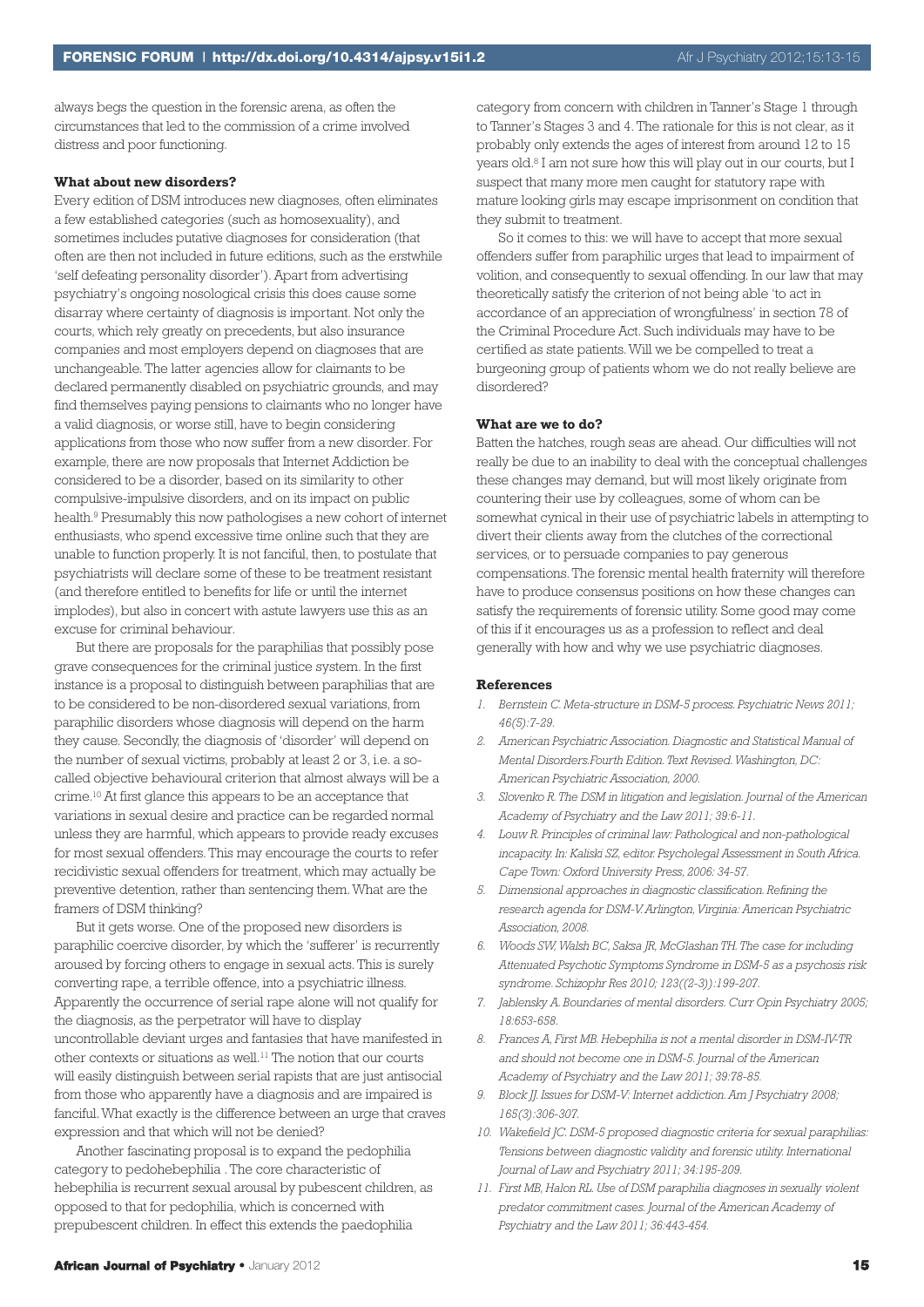always begs the question in the forensic arena, as often the circumstances that led to the commission of a crime involved distress and poor functioning.

**What about new disorders?**

Every edition of DSM introduces new diagnoses, often eliminates a few established categories (such as homosexuality), and sometimes includes putative diagnoses for consideration (that often are then not included in future editions, such as the erstwhile 'self defeating personality disorder'). Apart from advertising psychiatry's ongoing nosological crisis this does cause some disarray where certainty of diagnosis is important. Not only the courts, which rely greatly on precedents, but also insurance companies and most employers depend on diagnoses that are unchangeable. The latter agencies allow for claimants to be declared permanently disabled on psychiatric grounds, and may find themselves paying pensions to claimants who no longer have a valid diagnosis, or worse still, have to begin considering applications from those who now suffer from a new disorder. For example, there are now proposals that Internet Addiction be considered to be a disorder, based on its similarity to other compulsive-impulsive disorders, and on its impact on public health.[9] Presumably this now pathologises a new cohort of internet enthusiasts, who spend excessive time online such that they are unable to function properly. It is not fanciful, then, to postulate that psychiatrists will declare some of these to be treatment resistant (and therefore entitled to benefits for life or until the internet implodes), but also in concert with astute lawyers use this as an excuse for criminal behaviour.

But there are proposals for the paraphilias that possibly pose grave consequences for the criminal justice system. In the first instance is a proposal to distinguish between paraphilias that are to be considered to be non-disordered sexual variations, from paraphilic disorders whose diagnosis will depend on the harm they cause. Secondly, the diagnosis of 'disorder' will depend on the number of sexual victims, probably at least 2 or 3, i.e. a so-called objective behavioural criterion that almost always will be a crime.[10] At first glance this appears to be an acceptance that variations in sexual desire and practice can be regarded normal unless they are harmful, which appears to provide ready excuses for most sexual offenders. This may encourage the courts to refer recidivistic sexual offenders for treatment, which may actually be preventive detention, rather than sentencing them. What are the framers of DSM thinking?

But it gets worse. One of the proposed new disorders is paraphilic coercive disorder, by which the 'sufferer' is recurrently aroused by forcing others to engage in sexual acts. This is surely converting rape, a terrible offence, into a psychiatric illness. Apparently the occurrence of serial rape alone will not qualify for the diagnosis, as the perpetrator will have to display uncontrollable deviant urges and fantasies that have manifested in other contexts or situations as well.[11] The notion that our courts will easily distinguish between serial rapists that are just antisocial from those who apparently have a diagnosis and are impaired is fanciful. What exactly is the difference between an urge that craves expression and that which will not be denied?

Another fascinating proposal is to expand the pedophilia category to pedohebephilia . The core characteristic of hebephilia is recurrent sexual arousal by pubescent children, as opposed to that for pedophilia, which is concerned with prepubescent children. In effect this extends the paedophilia category from concern with children in Tanner's Stage 1 through to Tanner's Stages 3 and 4. The rationale for this is not clear, as it probably only extends the ages of interest from around 12 to 15 years old.[8] I am not sure how this will play out in our courts, but I suspect that many more men caught for statutory rape with mature looking girls may escape imprisonment on condition that they submit to treatment.

So it comes to this: we will have to accept that more sexual offenders suffer from paraphilic urges that lead to impairment of volition, and consequently to sexual offending. In our law that may theoretically satisfy the criterion of not being able 'to act in accordance of an appreciation of wrongfulness' in section 78 of the Criminal Procedure Act. Such individuals may have to be certified as state patients. Will we be compelled to treat a burgeoning group of patients whom we do not really believe are disordered?

**What are we to do?**

Batten the hatches, rough seas are ahead. Our difficulties will not really be due to an inability to deal with the conceptual challenges these changes may demand, but will most likely originate from countering their use by colleagues, some of whom can be somewhat cynical in their use of psychiatric labels in attempting to divert their clients away from the clutches of the correctional services, or to persuade companies to pay generous compensations. The forensic mental health fraternity will therefore have to produce consensus positions on how these changes can satisfy the requirements of forensic utility. Some good may come of this if it encourages us as a profession to reflect and deal generally with how and why we use psychiatric diagnoses.

**References**

1. *Bernstein C. Meta-structure in DSM-5 process. Psychiatric News 2011; 46(5):7-29.*
2. *American Psychiatric Association. Diagnostic and Statistical Manual of Mental Disorders.Fourth Edition. Text Revised. Washington, DC: American Psychiatric Association, 2000.*
3. *Slovenko R. The DSM in litigation and legislation. Journal of the American Academy of Psychiatry and the Law 2011; 39:6-11.*
4. *Louw R. Principles of criminal law: Pathological and non-pathological incapacity. In: Kaliski SZ, editor. Psycholegal Assessment in South Africa. Cape Town: Oxford University Press, 2006: 34-57.*
5. *Dimensional approaches in diagnostic classification. Refining the research agenda for DSM-V. Arlington, Virginia: American Psychiatric Association, 2008.*
6. *Woods SW, Walsh BC, Saksa JR, McGlashan TH. The case for including Attenuated Psychotic Symptoms Syndrome in DSM-5 as a psychosis risk syndrome. Schizophr Res 2010; 123((2-3)):199-207.*
7. *Jablensky A. Boundaries of mental disorders. Curr Opin Psychiatry 2005; 18:653-658.*
8. *Frances A, First MB. Hebephilia is not a mental disorder in DSM-IV-TR and should not become one in DSM-5. Journal of the American Academy of Psychiatry and the Law 2011; 39:78-85.*
9. *Block JJ. Issues for DSM-V: Internet addiction. Am J Psychiatry 2008; 165(3):306-307.*
10. *Wakefield JC. DSM-5 proposed diagnostic criteria for sexual paraphilias: Tensions between diagnostic validity and forensic utility. International Journal of Law and Psychiatry 2011; 34:195-209.*
11. *First MB, Halon RL. Use of DSM paraphilia diagnoses in sexually violent predator commitment cases. Journal of the American Academy of Psychiatry and the Law 2011; 36:443-454.*